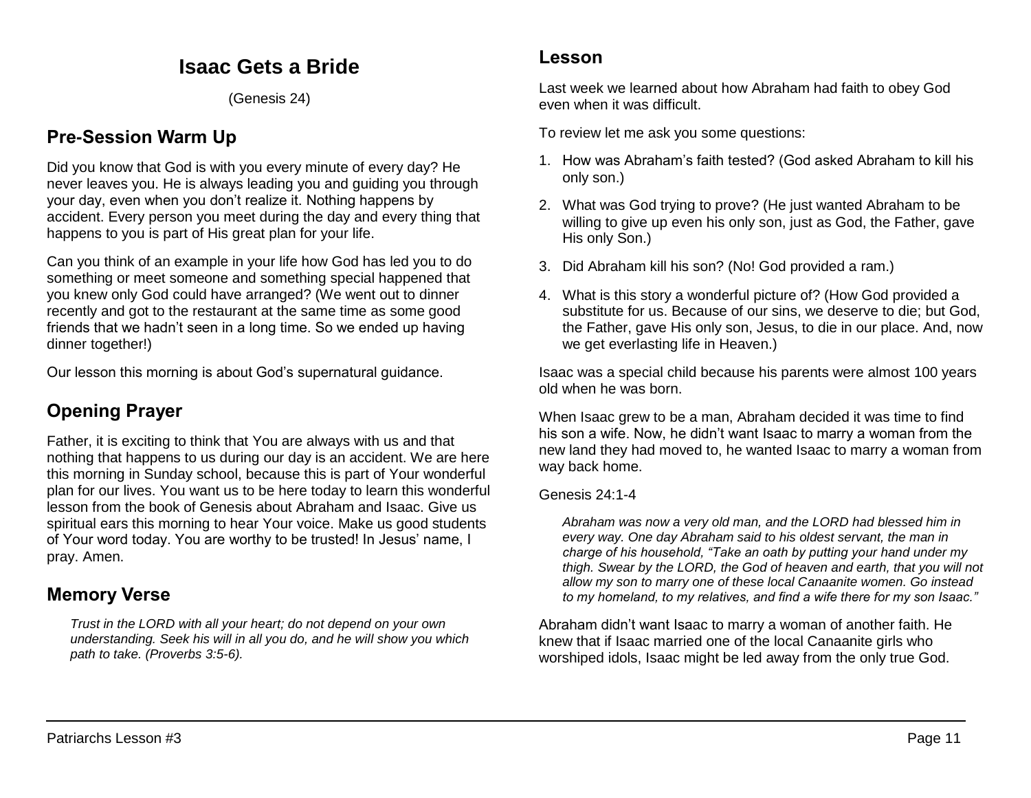# Isaac Gets a Bride

(Genesis 24)

## Pre-Session Warm Up

Did you know that God is with you every minute of every day? He never leaves you. He is always leading you and guiding you through your day, even when you don't realize it. Nothing happens by accident. Every person you meet during the day and every thing that happens to you is part of His great plan for your life.

Can you think of an example in your life how God has led you to do something or meet someone and something special happened that you knew only God could have arranged? (We went out to dinner recently and got to the restaurant at the same time as some good friends that we hadn't seen in a long time. So we ended up having dinner together!)

Our lesson this morning is about God's supernatural guidance.

## Opening Prayer

Father, it is exciting to think that You are always with us and that nothing that happens to us during our day is an accident. We are here this morning in Sunday school, because this is part of Your wonderful plan for our lives. You want us to be here today to learn this wonderful lesson from the book of Genesis about Abraham and Isaac. Give us spiritual ears this morning to hear Your voice. Make us good students of Your word today. You are worthy to be trusted! In Jesus' name, I pray. Amen.

## Memory Verse

> *Trust in the LORD with all your heart; do not depend on your own understanding. Seek his will in all you do, and he will show you which path to take. (Proverbs 3:5-6).*

## Lesson

Last week we learned about how Abraham had faith to obey God even when it was difficult.

To review let me ask you some questions:

1. How was Abraham's faith tested? (God asked Abraham to kill his only son.)
2. What was God trying to prove? (He just wanted Abraham to be willing to give up even his only son, just as God, the Father, gave His only Son.)
3. Did Abraham kill his son? (No! God provided a ram.)
4. What is this story a wonderful picture of? (How God provided a substitute for us. Because of our sins, we deserve to die; but God, the Father, gave His only son, Jesus, to die in our place. And, now we get everlasting life in Heaven.)

Isaac was a special child because his parents were almost 100 years old when he was born.

When Isaac grew to be a man, Abraham decided it was time to find his son a wife. Now, he didn't want Isaac to marry a woman from the new land they had moved to, he wanted Isaac to marry a woman from way back home.

Genesis 24:1-4

> *Abraham was now a very old man, and the LORD had blessed him in every way. One day Abraham said to his oldest servant, the man in charge of his household, "Take an oath by putting your hand under my thigh. Swear by the LORD, the God of heaven and earth, that you will not allow my son to marry one of these local Canaanite women. Go instead to my homeland, to my relatives, and find a wife there for my son Isaac."*

Abraham didn't want Isaac to marry a woman of another faith. He knew that if Isaac married one of the local Canaanite girls who worshiped idols, Isaac might be led away from the only true God.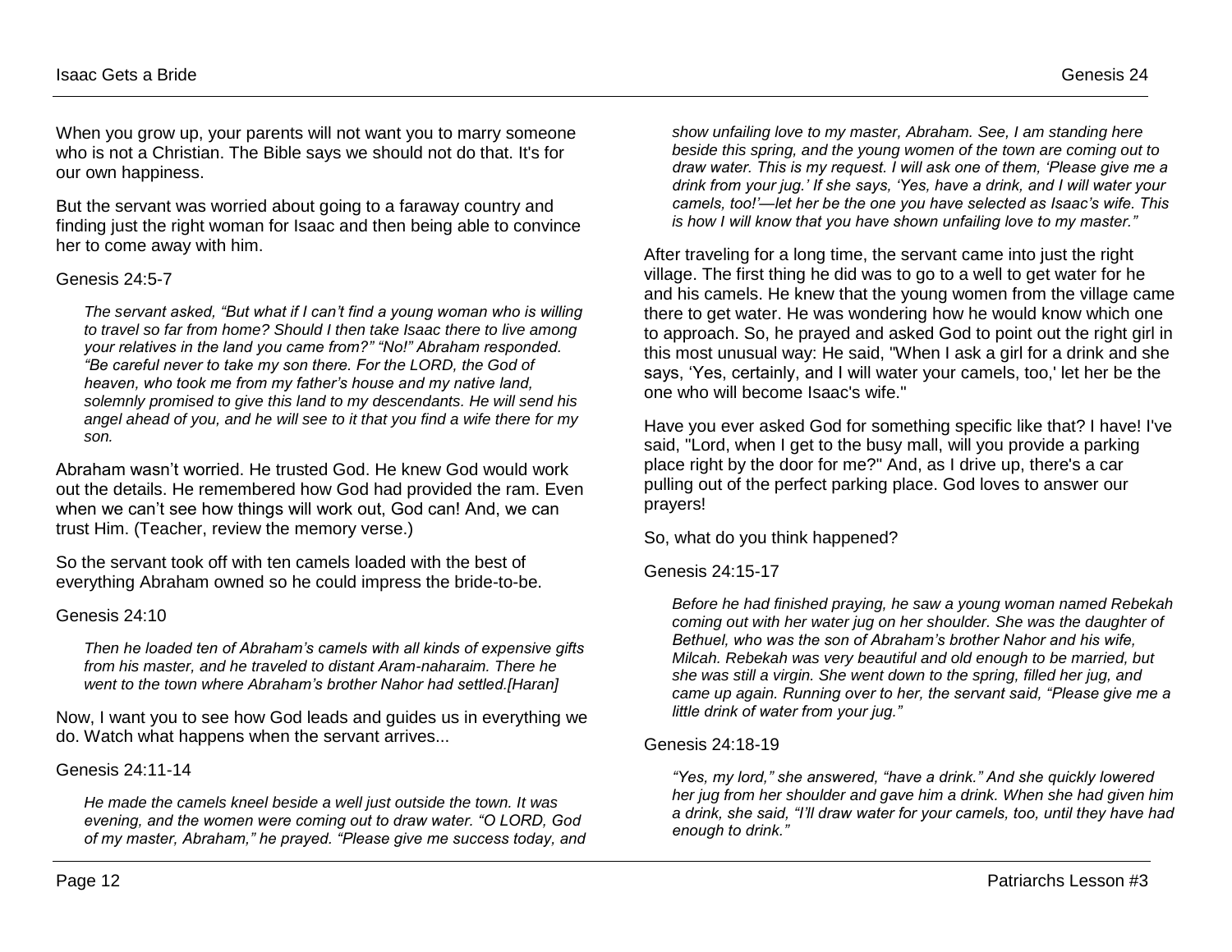When you grow up, your parents will not want you to marry someone who is not a Christian. The Bible says we should not do that. It's for our own happiness.

But the servant was worried about going to a faraway country and finding just the right woman for Isaac and then being able to convince her to come away with him.

Genesis 24:5-7

> *The servant asked, "But what if I can't find a young woman who is willing to travel so far from home? Should I then take Isaac there to live among your relatives in the land you came from?" "No!" Abraham responded. "Be careful never to take my son there. For the LORD, the God of heaven, who took me from my father's house and my native land, solemnly promised to give this land to my descendants. He will send his angel ahead of you, and he will see to it that you find a wife there for my son.*

Abraham wasn't worried. He trusted God. He knew God would work out the details. He remembered how God had provided the ram. Even when we can't see how things will work out, God can! And, we can trust Him. (Teacher, review the memory verse.)

So the servant took off with ten camels loaded with the best of everything Abraham owned so he could impress the bride-to-be.

Genesis 24:10

> *Then he loaded ten of Abraham's camels with all kinds of expensive gifts from his master, and he traveled to distant Aram-naharaim. There he went to the town where Abraham's brother Nahor had settled.[Haran]*

Now, I want you to see how God leads and guides us in everything we do. Watch what happens when the servant arrives...

Genesis 24:11-14

> *He made the camels kneel beside a well just outside the town. It was evening, and the women were coming out to draw water. "O LORD, God of my master, Abraham," he prayed. "Please give me success today, and show unfailing love to my master, Abraham. See, I am standing here beside this spring, and the young women of the town are coming out to draw water. This is my request. I will ask one of them, 'Please give me a drink from your jug.' If she says, 'Yes, have a drink, and I will water your camels, too!'—let her be the one you have selected as Isaac's wife. This is how I will know that you have shown unfailing love to my master."*

After traveling for a long time, the servant came into just the right village. The first thing he did was to go to a well to get water for he and his camels. He knew that the young women from the village came there to get water. He was wondering how he would know which one to approach. So, he prayed and asked God to point out the right girl in this most unusual way: He said, "When I ask a girl for a drink and she says, 'Yes, certainly, and I will water your camels, too,' let her be the one who will become Isaac's wife."

Have you ever asked God for something specific like that? I have! I've said, "Lord, when I get to the busy mall, will you provide a parking place right by the door for me?" And, as I drive up, there's a car pulling out of the perfect parking place. God loves to answer our prayers!

So, what do you think happened?

Genesis 24:15-17

> *Before he had finished praying, he saw a young woman named Rebekah coming out with her water jug on her shoulder. She was the daughter of Bethuel, who was the son of Abraham's brother Nahor and his wife, Milcah. Rebekah was very beautiful and old enough to be married, but she was still a virgin. She went down to the spring, filled her jug, and came up again. Running over to her, the servant said, "Please give me a little drink of water from your jug."*

Genesis 24:18-19

> *"Yes, my lord," she answered, "have a drink." And she quickly lowered her jug from her shoulder and gave him a drink. When she had given him a drink, she said, "I'll draw water for your camels, too, until they have had enough to drink."*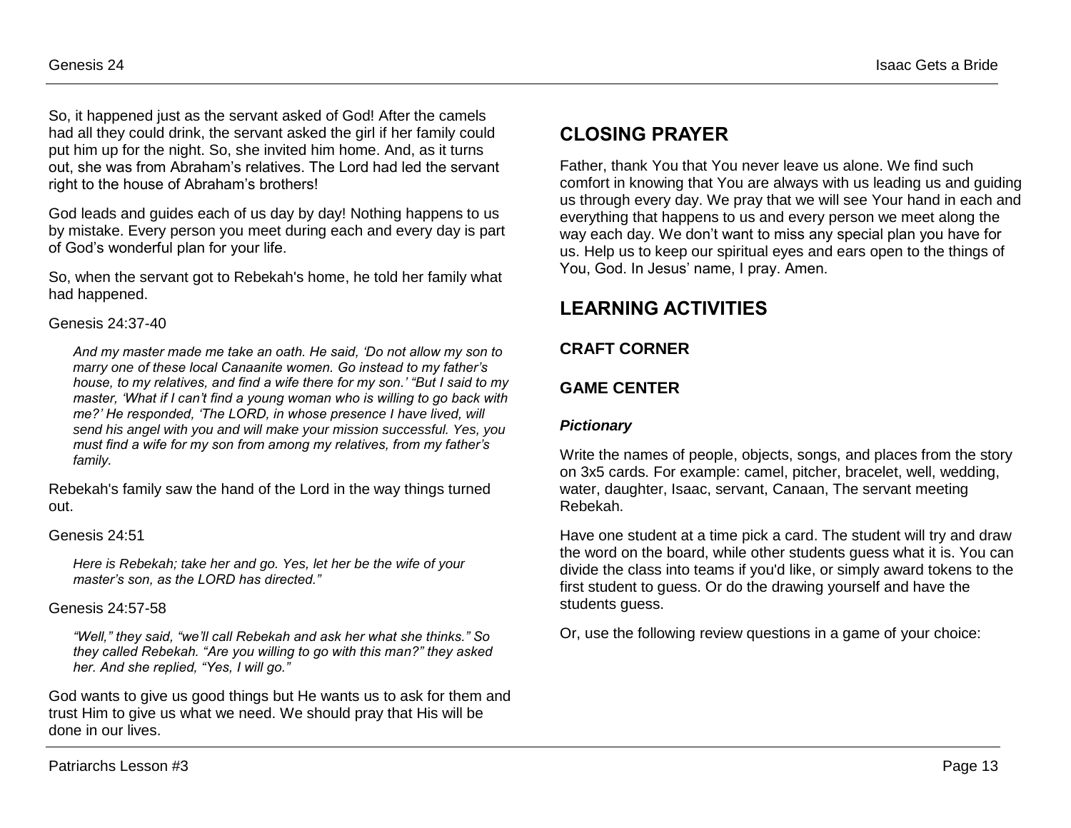So, it happened just as the servant asked of God! After the camels had all they could drink, the servant asked the girl if her family could put him up for the night. So, she invited him home. And, as it turns out, she was from Abraham's relatives. The Lord had led the servant right to the house of Abraham's brothers!

God leads and guides each of us day by day! Nothing happens to us by mistake. Every person you meet during each and every day is part of God's wonderful plan for your life.

So, when the servant got to Rebekah's home, he told her family what had happened.

Genesis 24:37-40

> *And my master made me take an oath. He said, 'Do not allow my son to marry one of these local Canaanite women. Go instead to my father's house, to my relatives, and find a wife there for my son.' "But I said to my master, 'What if I can't find a young woman who is willing to go back with me?' He responded, 'The LORD, in whose presence I have lived, will send his angel with you and will make your mission successful. Yes, you must find a wife for my son from among my relatives, from my father's family.*

Rebekah's family saw the hand of the Lord in the way things turned out.

Genesis 24:51

> *Here is Rebekah; take her and go. Yes, let her be the wife of your master's son, as the LORD has directed."*

Genesis 24:57-58

> *"Well," they said, "we'll call Rebekah and ask her what she thinks." So they called Rebekah. "Are you willing to go with this man?" they asked her. And she replied, "Yes, I will go."*

God wants to give us good things but He wants us to ask for them and trust Him to give us what we need. We should pray that His will be done in our lives.

## CLOSING PRAYER

Father, thank You that You never leave us alone. We find such comfort in knowing that You are always with us leading us and guiding us through every day. We pray that we will see Your hand in each and everything that happens to us and every person we meet along the way each day. We don't want to miss any special plan you have for us. Help us to keep our spiritual eyes and ears open to the things of You, God. In Jesus' name, I pray. Amen.

## LEARNING ACTIVITIES

### CRAFT CORNER

### GAME CENTER

#### *Pictionary*

Write the names of people, objects, songs, and places from the story on 3x5 cards. For example: camel, pitcher, bracelet, well, wedding, water, daughter, Isaac, servant, Canaan, The servant meeting Rebekah.

Have one student at a time pick a card. The student will try and draw the word on the board, while other students guess what it is. You can divide the class into teams if you'd like, or simply award tokens to the first student to guess. Or do the drawing yourself and have the students guess.

Or, use the following review questions in a game of your choice: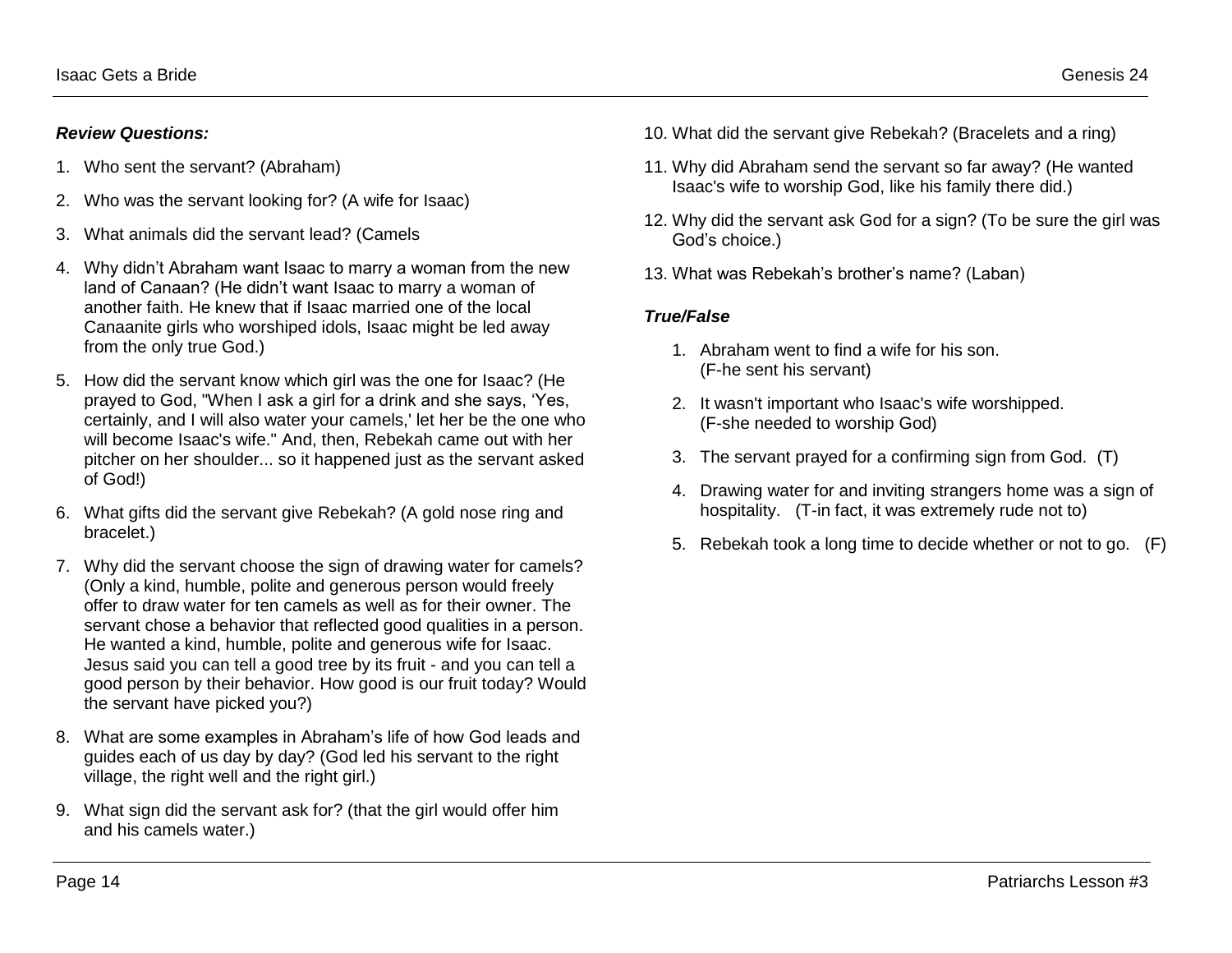***Review Questions:***

1. Who sent the servant? (Abraham)
2. Who was the servant looking for? (A wife for Isaac)
3. What animals did the servant lead? (Camels
4. Why didn't Abraham want Isaac to marry a woman from the new land of Canaan? (He didn't want Isaac to marry a woman of another faith. He knew that if Isaac married one of the local Canaanite girls who worshiped idols, Isaac might be led away from the only true God.)
5. How did the servant know which girl was the one for Isaac? (He prayed to God, "When I ask a girl for a drink and she says, 'Yes, certainly, and I will also water your camels,' let her be the one who will become Isaac's wife." And, then, Rebekah came out with her pitcher on her shoulder... so it happened just as the servant asked of God!)
6. What gifts did the servant give Rebekah? (A gold nose ring and bracelet.)
7. Why did the servant choose the sign of drawing water for camels? (Only a kind, humble, polite and generous person would freely offer to draw water for ten camels as well as for their owner. The servant chose a behavior that reflected good qualities in a person. He wanted a kind, humble, polite and generous wife for Isaac. Jesus said you can tell a good tree by its fruit - and you can tell a good person by their behavior. How good is our fruit today? Would the servant have picked you?)
8. What are some examples in Abraham's life of how God leads and guides each of us day by day? (God led his servant to the right village, the right well and the right girl.)
9. What sign did the servant ask for? (that the girl would offer him and his camels water.)
10. What did the servant give Rebekah? (Bracelets and a ring)
11. Why did Abraham send the servant so far away? (He wanted Isaac's wife to worship God, like his family there did.)
12. Why did the servant ask God for a sign? (To be sure the girl was God's choice.)
13. What was Rebekah's brother's name? (Laban)

***True/False***

1. Abraham went to find a wife for his son.
   (F-he sent his servant)
2. It wasn't important who Isaac's wife worshipped.
   (F-she needed to worship God)
3. The servant prayed for a confirming sign from God. (T)
4. Drawing water for and inviting strangers home was a sign of hospitality. (T-in fact, it was extremely rude not to)
5. Rebekah took a long time to decide whether or not to go. (F)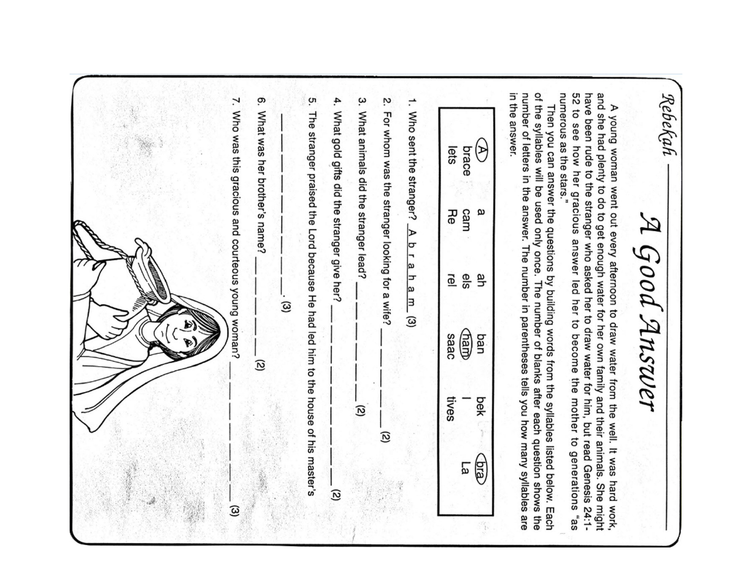Rebekah

# A Good Answer

A young woman went out every afternoon to draw water from the well. It was hard work, and she had plenty to do to get enough water for her own family and their animals. She might have been rude to the stranger who asked her to draw water for him, but read Genesis 24:1-52 to see how her gracious answer led her to become the mother to generations "as numerous as the stars."

Then you can answer the questions by building words from the syllables listed below. Each of the syllables will be used only once. The number of blanks after each question shows the number of letters in the answer. The number in parentheses tells you how many syllables are in the answer.

| | | | | | |
|---|---|---|---|---|---|
| (A) | a | ah | ban | bek | (bra) |
| brace | cam | els | (ham) | I | La |
| lets | Re | rel | saac | tives | |

1. Who sent the stranger? A b r a h a m (3)
2. For whom was the stranger looking for a wife? _ _ _ _ _ (2)
3. What animals did the stranger lead? _ _ _ _ _ _ (2)
4. What gold gifts did the stranger give her? _ _ _ _ _ _ _ _ _ (2)
5. The stranger praised the Lord because He had led him to the house of his master's _ _ _ _ _ _ _ _ _. (3)
6. What was her brother's name? _ _ _ _ _ (2)
7. Who was this gracious and courteous young woman? _ _ _ _ _ _ _ (3)